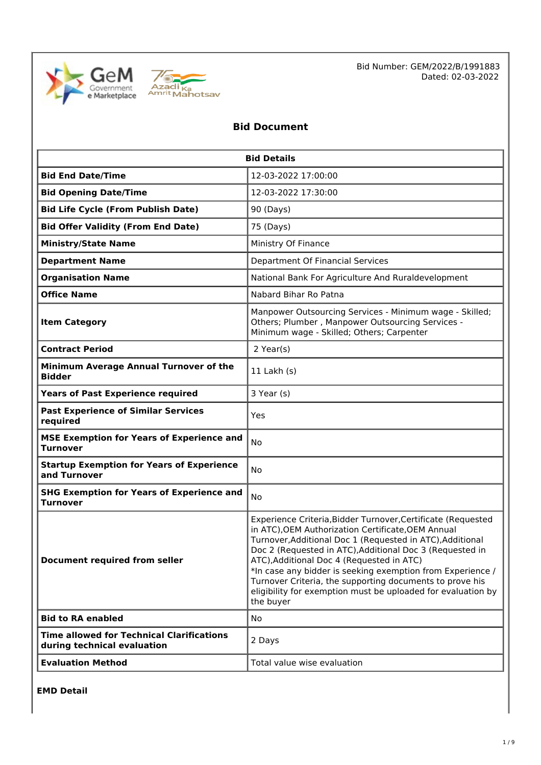Bid Number: GEM/2022/B/1991883
Dated: 02-03-2022

# Bid Document

| Bid Details | |
|---|---|
| **Bid End Date/Time** | 12-03-2022 17:00:00 |
| **Bid Opening Date/Time** | 12-03-2022 17:30:00 |
| **Bid Life Cycle (From Publish Date)** | 90 (Days) |
| **Bid Offer Validity (From End Date)** | 75 (Days) |
| **Ministry/State Name** | Ministry Of Finance |
| **Department Name** | Department Of Financial Services |
| **Organisation Name** | National Bank For Agriculture And Ruraldevelopment |
| **Office Name** | Nabard Bihar Ro Patna |
| **Item Category** | Manpower Outsourcing Services - Minimum wage - Skilled; Others; Plumber , Manpower Outsourcing Services - Minimum wage - Skilled; Others; Carpenter |
| **Contract Period** | 2 Year(s) |
| **Minimum Average Annual Turnover of the Bidder** | 11 Lakh (s) |
| **Years of Past Experience required** | 3 Year (s) |
| **Past Experience of Similar Services required** | Yes |
| **MSE Exemption for Years of Experience and Turnover** | No |
| **Startup Exemption for Years of Experience and Turnover** | No |
| **SHG Exemption for Years of Experience and Turnover** | No |
| **Document required from seller** | Experience Criteria,Bidder Turnover,Certificate (Requested in ATC),OEM Authorization Certificate,OEM Annual Turnover,Additional Doc 1 (Requested in ATC),Additional Doc 2 (Requested in ATC),Additional Doc 3 (Requested in ATC),Additional Doc 4 (Requested in ATC)<br>*In case any bidder is seeking exemption from Experience / Turnover Criteria, the supporting documents to prove his eligibility for exemption must be uploaded for evaluation by the buyer |
| **Bid to RA enabled** | No |
| **Time allowed for Technical Clarifications during technical evaluation** | 2 Days |
| **Evaluation Method** | Total value wise evaluation |

**EMD Detail**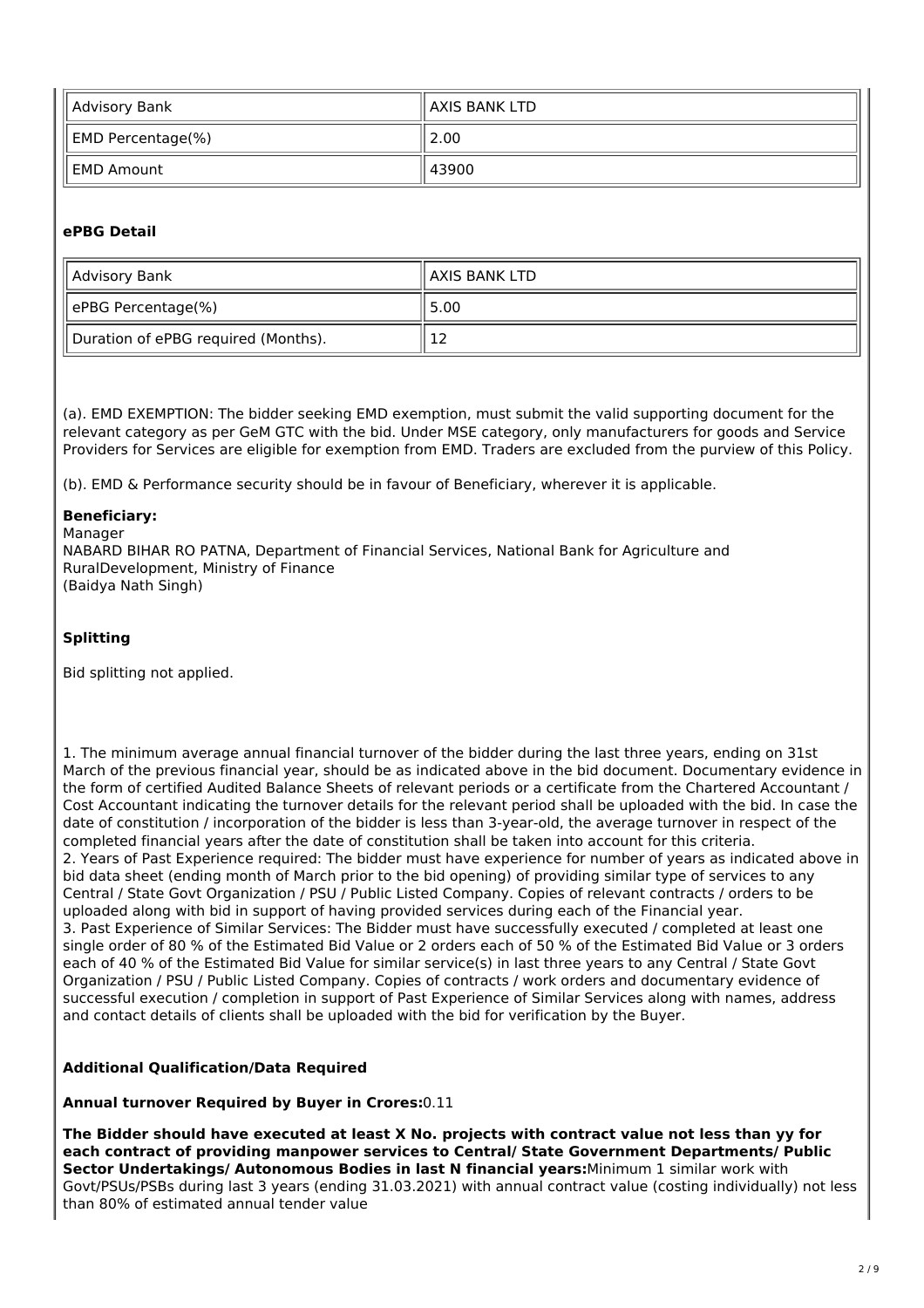| Advisory Bank | AXIS BANK LTD |
| --- | --- |
| EMD Percentage(%) | 2.00 |
| EMD Amount | 43900 |

**ePBG Detail**

| Advisory Bank | AXIS BANK LTD |
| --- | --- |
| ePBG Percentage(%) | 5.00 |
| Duration of ePBG required (Months). | 12 |

(a). EMD EXEMPTION: The bidder seeking EMD exemption, must submit the valid supporting document for the relevant category as per GeM GTC with the bid. Under MSE category, only manufacturers for goods and Service Providers for Services are eligible for exemption from EMD. Traders are excluded from the purview of this Policy.

(b). EMD & Performance security should be in favour of Beneficiary, wherever it is applicable.

**Beneficiary:**
Manager
NABARD BIHAR RO PATNA, Department of Financial Services, National Bank for Agriculture and RuralDevelopment, Ministry of Finance
(Baidya Nath Singh)

**Splitting**

Bid splitting not applied.

1. The minimum average annual financial turnover of the bidder during the last three years, ending on 31st March of the previous financial year, should be as indicated above in the bid document. Documentary evidence in the form of certified Audited Balance Sheets of relevant periods or a certificate from the Chartered Accountant / Cost Accountant indicating the turnover details for the relevant period shall be uploaded with the bid. In case the date of constitution / incorporation of the bidder is less than 3-year-old, the average turnover in respect of the completed financial years after the date of constitution shall be taken into account for this criteria.
2. Years of Past Experience required: The bidder must have experience for number of years as indicated above in bid data sheet (ending month of March prior to the bid opening) of providing similar type of services to any Central / State Govt Organization / PSU / Public Listed Company. Copies of relevant contracts / orders to be uploaded along with bid in support of having provided services during each of the Financial year.
3. Past Experience of Similar Services: The Bidder must have successfully executed / completed at least one single order of 80 % of the Estimated Bid Value or 2 orders each of 50 % of the Estimated Bid Value or 3 orders each of 40 % of the Estimated Bid Value for similar service(s) in last three years to any Central / State Govt Organization / PSU / Public Listed Company. Copies of contracts / work orders and documentary evidence of successful execution / completion in support of Past Experience of Similar Services along with names, address and contact details of clients shall be uploaded with the bid for verification by the Buyer.

**Additional Qualification/Data Required**

**Annual turnover Required by Buyer in Crores:**0.11

**The Bidder should have executed at least X No. projects with contract value not less than yy for each contract of providing manpower services to Central/ State Government Departments/ Public Sector Undertakings/ Autonomous Bodies in last N financial years:**Minimum 1 similar work with Govt/PSUs/PSBs during last 3 years (ending 31.03.2021) with annual contract value (costing individually) not less than 80% of estimated annual tender value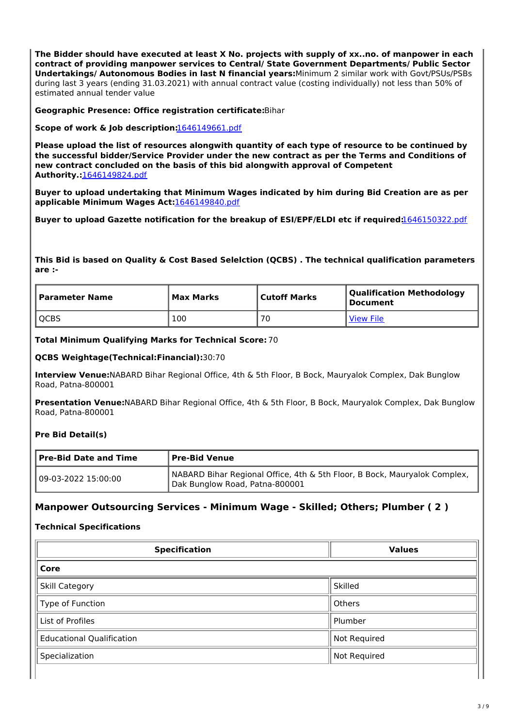**The Bidder should have executed at least X No. projects with supply of xx..no. of manpower in each contract of providing manpower services to Central/ State Government Departments/ Public Sector Undertakings/ Autonomous Bodies in last N financial years:**Minimum 2 similar work with Govt/PSUs/PSBs during last 3 years (ending 31.03.2021) with annual contract value (costing individually) not less than 50% of estimated annual tender value

**Geographic Presence: Office registration certificate:**Bihar

**Scope of work & Job description:**1646149661.pdf

**Please upload the list of resources alongwith quantity of each type of resource to be continued by the successful bidder/Service Provider under the new contract as per the Terms and Conditions of new contract concluded on the basis of this bid alongwith approval of Competent Authority.:**1646149824.pdf

**Buyer to upload undertaking that Minimum Wages indicated by him during Bid Creation are as per applicable Minimum Wages Act:**1646149840.pdf

**Buyer to upload Gazette notification for the breakup of ESI/EPF/ELDI etc if required:**1646150322.pdf

**This Bid is based on Quality & Cost Based Selelction (QCBS) . The technical qualification parameters are :-**

| Parameter Name | Max Marks | Cutoff Marks | Qualification Methodology Document |
|---|---|---|---|
| QCBS | 100 | 70 | View File |

**Total Minimum Qualifying Marks for Technical Score:** 70

**QCBS Weightage(Technical:Financial):**30:70

**Interview Venue:**NABARD Bihar Regional Office, 4th & 5th Floor, B Bock, Mauryalok Complex, Dak Bunglow Road, Patna-800001

**Presentation Venue:**NABARD Bihar Regional Office, 4th & 5th Floor, B Bock, Mauryalok Complex, Dak Bunglow Road, Patna-800001

### Pre Bid Detail(s)

| Pre-Bid Date and Time | Pre-Bid Venue |
|---|---|
| 09-03-2022 15:00:00 | NABARD Bihar Regional Office, 4th & 5th Floor, B Bock, Mauryalok Complex, Dak Bunglow Road, Patna-800001 |

## Manpower Outsourcing Services - Minimum Wage - Skilled; Others; Plumber ( 2 )

### Technical Specifications

| Specification | Values |
|---|---|
| **Core** | |
| Skill Category | Skilled |
| Type of Function | Others |
| List of Profiles | Plumber |
| Educational Qualification | Not Required |
| Specialization | Not Required |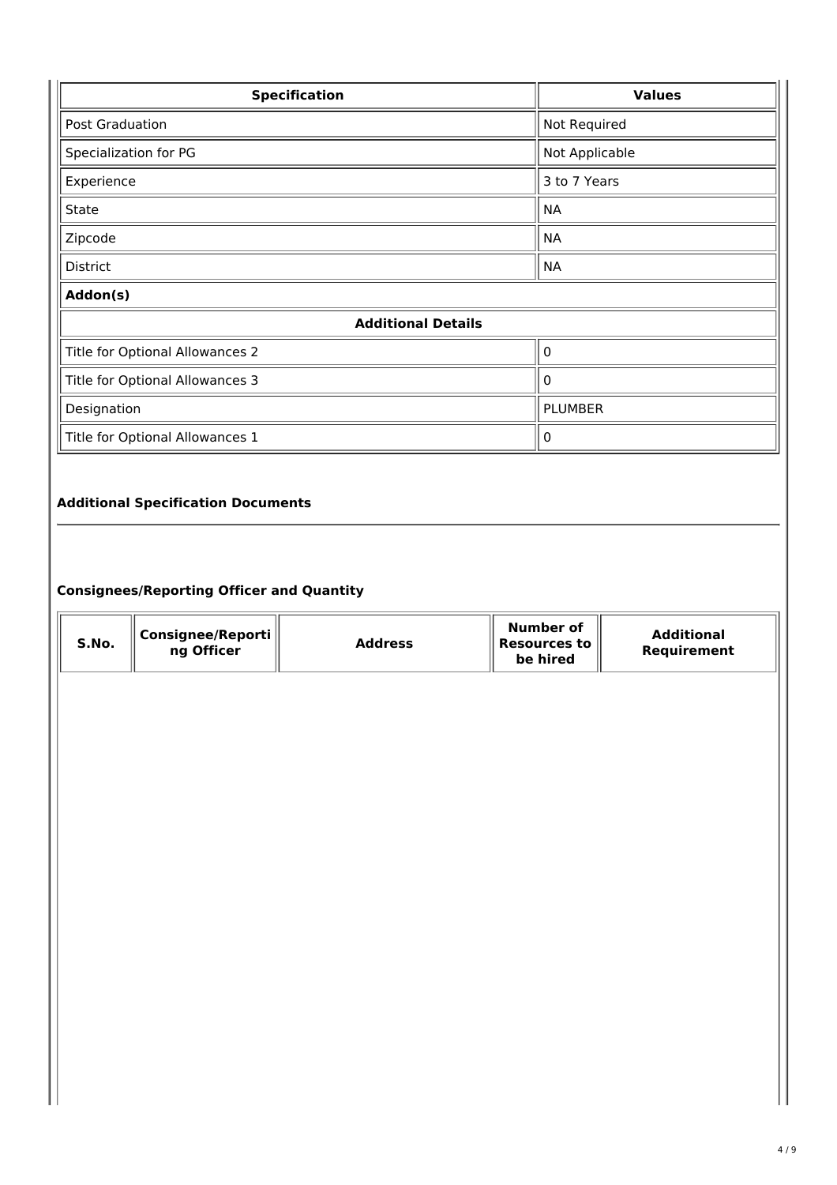| Specification | Values |
|---|---|
| Post Graduation | Not Required |
| Specialization for PG | Not Applicable |
| Experience | 3 to 7 Years |
| State | NA |
| Zipcode | NA |
| District | NA |
| **Addon(s)** | |
| **Additional Details** | |
| Title for Optional Allowances 2 | 0 |
| Title for Optional Allowances 3 | 0 |
| Designation | PLUMBER |
| Title for Optional Allowances 1 | 0 |

### Additional Specification Documents

### Consignees/Reporting Officer and Quantity

| S.No. | Consignee/Reporting Officer | Address | Number of Resources to be hired | Additional Requirement |
|---|---|---|---|---|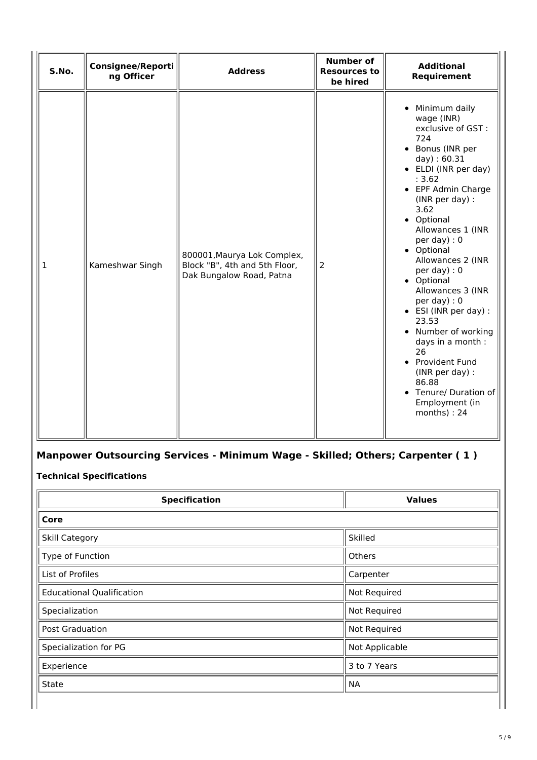| S.No. | Consignee/Reporting Officer | Address | Number of Resources to be hired | Additional Requirement |
|---|---|---|---|---|
| 1 | Kameshwar Singh | 800001,Maurya Lok Complex, Block "B", 4th and 5th Floor, Dak Bungalow Road, Patna | 2 | • Minimum daily wage (INR) exclusive of GST : 724<br>• Bonus (INR per day) : 60.31<br>• ELDI (INR per day) : 3.62<br>• EPF Admin Charge (INR per day) : 3.62<br>• Optional Allowances 1 (INR per day) : 0<br>• Optional Allowances 2 (INR per day) : 0<br>• Optional Allowances 3 (INR per day) : 0<br>• ESI (INR per day) : 23.53<br>• Number of working days in a month : 26<br>• Provident Fund (INR per day) : 86.88<br>• Tenure/ Duration of Employment (in months) : 24 |

## Manpower Outsourcing Services - Minimum Wage - Skilled; Others; Carpenter ( 1 )

### Technical Specifications

| Specification | Values |
|---|---|
| **Core** | |
| Skill Category | Skilled |
| Type of Function | Others |
| List of Profiles | Carpenter |
| Educational Qualification | Not Required |
| Specialization | Not Required |
| Post Graduation | Not Required |
| Specialization for PG | Not Applicable |
| Experience | 3 to 7 Years |
| State | NA |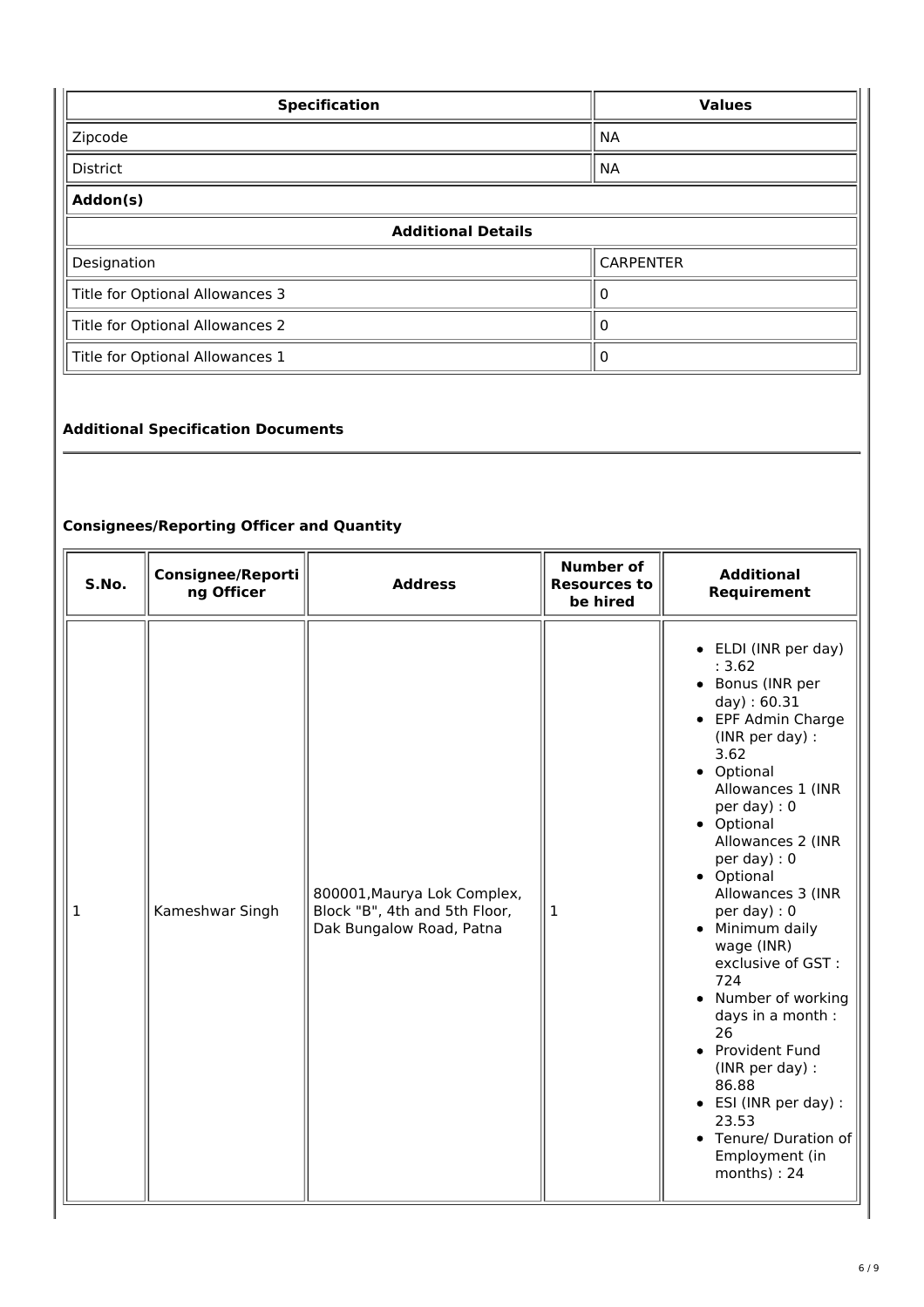| Specification | Values |
| --- | --- |
| Zipcode | NA |
| District | NA |
| **Addon(s)** | |
| **Additional Details** | |
| Designation | CARPENTER |
| Title for Optional Allowances 3 | 0 |
| Title for Optional Allowances 2 | 0 |
| Title for Optional Allowances 1 | 0 |

### Additional Specification Documents

### Consignees/Reporting Officer and Quantity

| S.No. | Consignee/Reporting Officer | Address | Number of Resources to be hired | Additional Requirement |
| --- | --- | --- | --- | --- |
| 1 | Kameshwar Singh | 800001,Maurya Lok Complex, Block "B", 4th and 5th Floor, Dak Bungalow Road, Patna | 1 | • ELDI (INR per day) : 3.62<br>• Bonus (INR per day) : 60.31<br>• EPF Admin Charge (INR per day) : 3.62<br>• Optional Allowances 1 (INR per day) : 0<br>• Optional Allowances 2 (INR per day) : 0<br>• Optional Allowances 3 (INR per day) : 0<br>• Minimum daily wage (INR) exclusive of GST : 724<br>• Number of working days in a month : 26<br>• Provident Fund (INR per day) : 86.88<br>• ESI (INR per day) : 23.53<br>• Tenure/ Duration of Employment (in months) : 24 |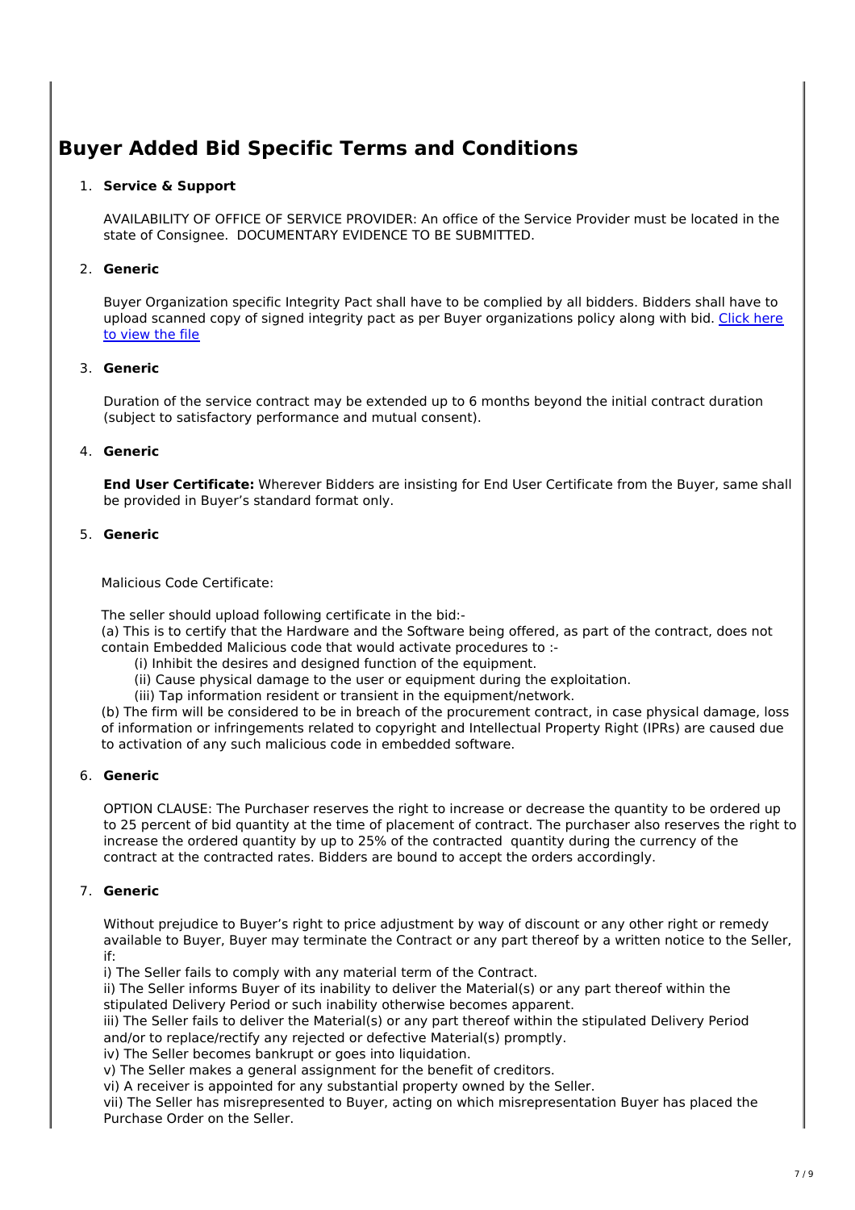# Buyer Added Bid Specific Terms and Conditions

1. **Service & Support**

   AVAILABILITY OF OFFICE OF SERVICE PROVIDER: An office of the Service Provider must be located in the state of Consignee. DOCUMENTARY EVIDENCE TO BE SUBMITTED.

2. **Generic**

   Buyer Organization specific Integrity Pact shall have to be complied by all bidders. Bidders shall have to upload scanned copy of signed integrity pact as per Buyer organizations policy along with bid. Click here to view the file

3. **Generic**

   Duration of the service contract may be extended up to 6 months beyond the initial contract duration (subject to satisfactory performance and mutual consent).

4. **Generic**

   **End User Certificate:** Wherever Bidders are insisting for End User Certificate from the Buyer, same shall be provided in Buyer's standard format only.

5. **Generic**

   Malicious Code Certificate:

   The seller should upload following certificate in the bid:-
   (a) This is to certify that the Hardware and the Software being offered, as part of the contract, does not contain Embedded Malicious code that would activate procedures to :-
   (i) Inhibit the desires and designed function of the equipment.
   (ii) Cause physical damage to the user or equipment during the exploitation.
   (iii) Tap information resident or transient in the equipment/network.
   (b) The firm will be considered to be in breach of the procurement contract, in case physical damage, loss of information or infringements related to copyright and Intellectual Property Right (IPRs) are caused due to activation of any such malicious code in embedded software.

6. **Generic**

   OPTION CLAUSE: The Purchaser reserves the right to increase or decrease the quantity to be ordered up to 25 percent of bid quantity at the time of placement of contract. The purchaser also reserves the right to increase the ordered quantity by up to 25% of the contracted quantity during the currency of the contract at the contracted rates. Bidders are bound to accept the orders accordingly.

7. **Generic**

   Without prejudice to Buyer's right to price adjustment by way of discount or any other right or remedy available to Buyer, Buyer may terminate the Contract or any part thereof by a written notice to the Seller, if:
   i) The Seller fails to comply with any material term of the Contract.
   ii) The Seller informs Buyer of its inability to deliver the Material(s) or any part thereof within the stipulated Delivery Period or such inability otherwise becomes apparent.
   iii) The Seller fails to deliver the Material(s) or any part thereof within the stipulated Delivery Period and/or to replace/rectify any rejected or defective Material(s) promptly.
   iv) The Seller becomes bankrupt or goes into liquidation.
   v) The Seller makes a general assignment for the benefit of creditors.
   vi) A receiver is appointed for any substantial property owned by the Seller.
   vii) The Seller has misrepresented to Buyer, acting on which misrepresentation Buyer has placed the Purchase Order on the Seller.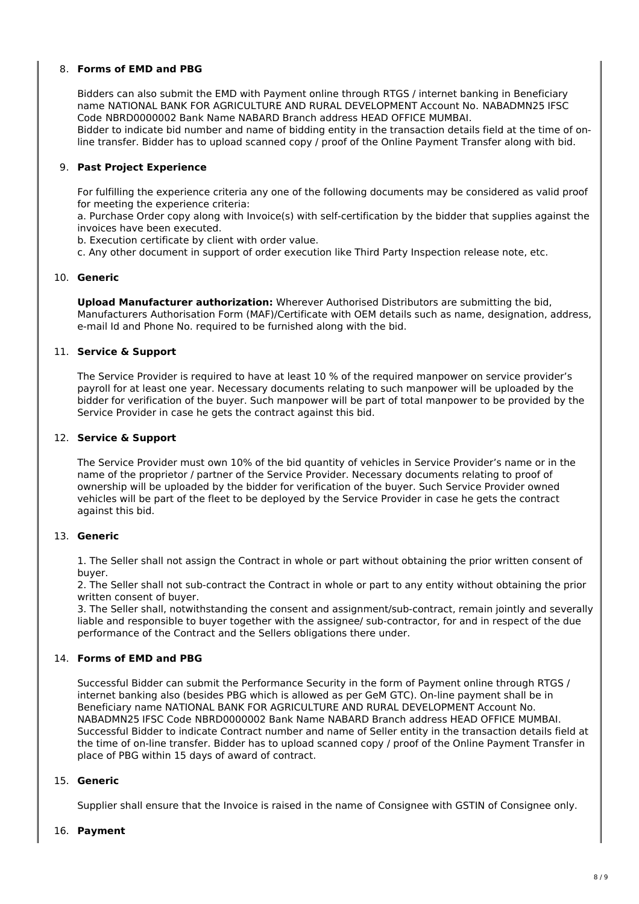8. **Forms of EMD and PBG**

   Bidders can also submit the EMD with Payment online through RTGS / internet banking in Beneficiary name NATIONAL BANK FOR AGRICULTURE AND RURAL DEVELOPMENT Account No. NABADMN25 IFSC Code NBRD0000002 Bank Name NABARD Branch address HEAD OFFICE MUMBAI.
   Bidder to indicate bid number and name of bidding entity in the transaction details field at the time of on-line transfer. Bidder has to upload scanned copy / proof of the Online Payment Transfer along with bid.

9. **Past Project Experience**

   For fulfilling the experience criteria any one of the following documents may be considered as valid proof for meeting the experience criteria:
   a. Purchase Order copy along with Invoice(s) with self-certification by the bidder that supplies against the invoices have been executed.
   b. Execution certificate by client with order value.
   c. Any other document in support of order execution like Third Party Inspection release note, etc.

10. **Generic**

    **Upload Manufacturer authorization:** Wherever Authorised Distributors are submitting the bid, Manufacturers Authorisation Form (MAF)/Certificate with OEM details such as name, designation, address, e-mail Id and Phone No. required to be furnished along with the bid.

11. **Service & Support**

    The Service Provider is required to have at least 10 % of the required manpower on service provider's payroll for at least one year. Necessary documents relating to such manpower will be uploaded by the bidder for verification of the buyer. Such manpower will be part of total manpower to be provided by the Service Provider in case he gets the contract against this bid.

12. **Service & Support**

    The Service Provider must own 10% of the bid quantity of vehicles in Service Provider's name or in the name of the proprietor / partner of the Service Provider. Necessary documents relating to proof of ownership will be uploaded by the bidder for verification of the buyer. Such Service Provider owned vehicles will be part of the fleet to be deployed by the Service Provider in case he gets the contract against this bid.

13. **Generic**

    1. The Seller shall not assign the Contract in whole or part without obtaining the prior written consent of buyer.
    2. The Seller shall not sub-contract the Contract in whole or part to any entity without obtaining the prior written consent of buyer.
    3. The Seller shall, notwithstanding the consent and assignment/sub-contract, remain jointly and severally liable and responsible to buyer together with the assignee/ sub-contractor, for and in respect of the due performance of the Contract and the Sellers obligations there under.

14. **Forms of EMD and PBG**

    Successful Bidder can submit the Performance Security in the form of Payment online through RTGS / internet banking also (besides PBG which is allowed as per GeM GTC). On-line payment shall be in Beneficiary name NATIONAL BANK FOR AGRICULTURE AND RURAL DEVELOPMENT Account No. NABADMN25 IFSC Code NBRD0000002 Bank Name NABARD Branch address HEAD OFFICE MUMBAI. Successful Bidder to indicate Contract number and name of Seller entity in the transaction details field at the time of on-line transfer. Bidder has to upload scanned copy / proof of the Online Payment Transfer in place of PBG within 15 days of award of contract.

15. **Generic**

    Supplier shall ensure that the Invoice is raised in the name of Consignee with GSTIN of Consignee only.

16. **Payment**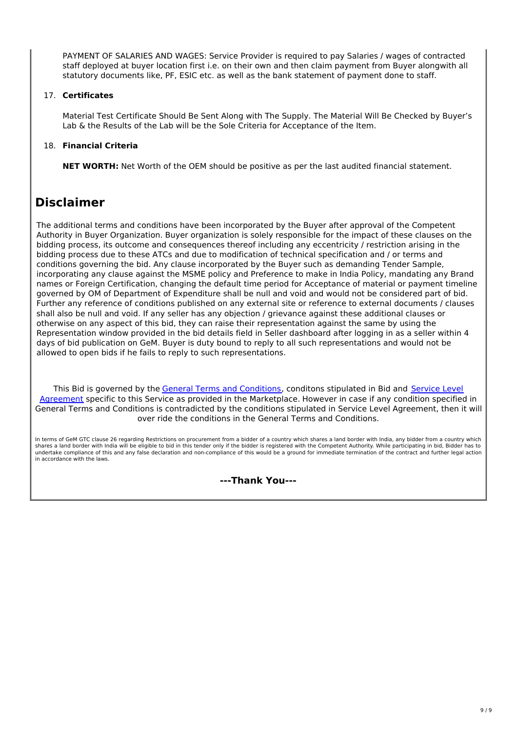PAYMENT OF SALARIES AND WAGES: Service Provider is required to pay Salaries / wages of contracted staff deployed at buyer location first i.e. on their own and then claim payment from Buyer alongwith all statutory documents like, PF, ESIC etc. as well as the bank statement of payment done to staff.

17. **Certificates**

    Material Test Certificate Should Be Sent Along with The Supply. The Material Will Be Checked by Buyer's Lab & the Results of the Lab will be the Sole Criteria for Acceptance of the Item.

18. **Financial Criteria**

    **NET WORTH:** Net Worth of the OEM should be positive as per the last audited financial statement.

# Disclaimer

The additional terms and conditions have been incorporated by the Buyer after approval of the Competent Authority in Buyer Organization. Buyer organization is solely responsible for the impact of these clauses on the bidding process, its outcome and consequences thereof including any eccentricity / restriction arising in the bidding process due to these ATCs and due to modification of technical specification and / or terms and conditions governing the bid. Any clause incorporated by the Buyer such as demanding Tender Sample, incorporating any clause against the MSME policy and Preference to make in India Policy, mandating any Brand names or Foreign Certification, changing the default time period for Acceptance of material or payment timeline governed by OM of Department of Expenditure shall be null and void and would not be considered part of bid. Further any reference of conditions published on any external site or reference to external documents / clauses shall also be null and void. If any seller has any objection / grievance against these additional clauses or otherwise on any aspect of this bid, they can raise their representation against the same by using the Representation window provided in the bid details field in Seller dashboard after logging in as a seller within 4 days of bid publication on GeM. Buyer is duty bound to reply to all such representations and would not be allowed to open bids if he fails to reply to such representations.

This Bid is governed by the General Terms and Conditions, conditons stipulated in Bid and Service Level Agreement specific to this Service as provided in the Marketplace. However in case if any condition specified in General Terms and Conditions is contradicted by the conditions stipulated in Service Level Agreement, then it will over ride the conditions in the General Terms and Conditions.

In terms of GeM GTC clause 26 regarding Restrictions on procurement from a bidder of a country which shares a land border with India, any bidder from a country which shares a land border with India will be eligible to bid in this tender only if the bidder is registered with the Competent Authority. While participating in bid, Bidder has to undertake compliance of this and any false declaration and non-compliance of this would be a ground for immediate termination of the contract and further legal action in accordance with the laws.

**---Thank You---**